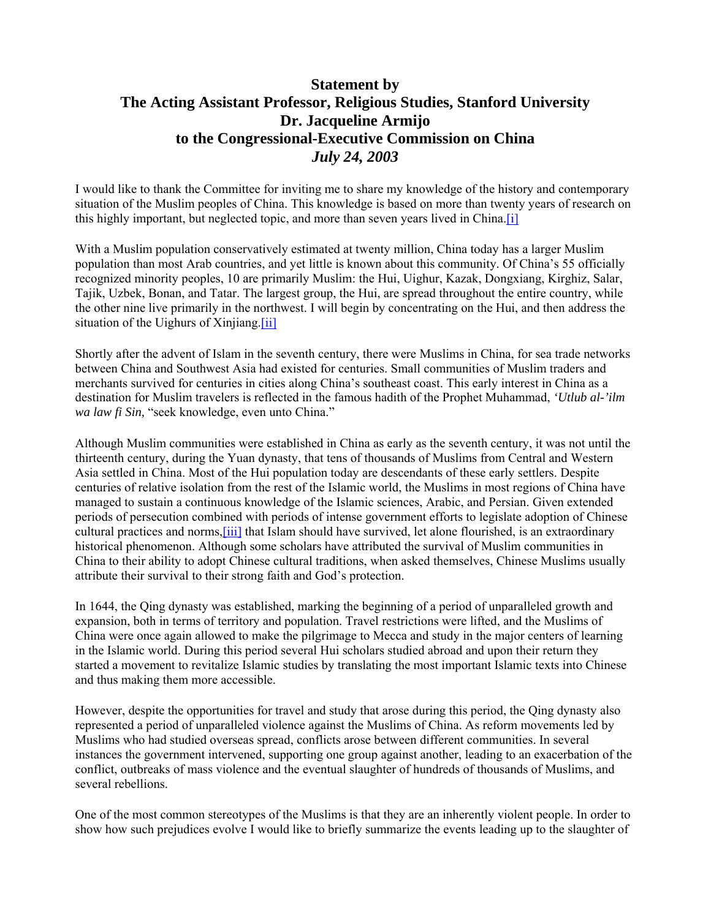# Statement by
# The Acting Assistant Professor, Religious Studies, Stanford University
# Dr. Jacqueline Armijo
# to the Congressional-Executive Commission on China
# *July 24, 2003*

I would like to thank the Committee for inviting me to share my knowledge of the history and contemporary situation of the Muslim peoples of China. This knowledge is based on more than twenty years of research on this highly important, but neglected topic, and more than seven years lived in China.[i]

With a Muslim population conservatively estimated at twenty million, China today has a larger Muslim population than most Arab countries, and yet little is known about this community. Of China's 55 officially recognized minority peoples, 10 are primarily Muslim: the Hui, Uighur, Kazak, Dongxiang, Kirghiz, Salar, Tajik, Uzbek, Bonan, and Tatar. The largest group, the Hui, are spread throughout the entire country, while the other nine live primarily in the northwest. I will begin by concentrating on the Hui, and then address the situation of the Uighurs of Xinjiang.[ii]

Shortly after the advent of Islam in the seventh century, there were Muslims in China, for sea trade networks between China and Southwest Asia had existed for centuries. Small communities of Muslim traders and merchants survived for centuries in cities along China's southeast coast. This early interest in China as a destination for Muslim travelers is reflected in the famous hadith of the Prophet Muhammad, *'Utlub al-'ilm wa law fi Sin,* "seek knowledge, even unto China."

Although Muslim communities were established in China as early as the seventh century, it was not until the thirteenth century, during the Yuan dynasty, that tens of thousands of Muslims from Central and Western Asia settled in China. Most of the Hui population today are descendants of these early settlers. Despite centuries of relative isolation from the rest of the Islamic world, the Muslims in most regions of China have managed to sustain a continuous knowledge of the Islamic sciences, Arabic, and Persian. Given extended periods of persecution combined with periods of intense government efforts to legislate adoption of Chinese cultural practices and norms,[iii] that Islam should have survived, let alone flourished, is an extraordinary historical phenomenon. Although some scholars have attributed the survival of Muslim communities in China to their ability to adopt Chinese cultural traditions, when asked themselves, Chinese Muslims usually attribute their survival to their strong faith and God's protection.

In 1644, the Qing dynasty was established, marking the beginning of a period of unparalleled growth and expansion, both in terms of territory and population. Travel restrictions were lifted, and the Muslims of China were once again allowed to make the pilgrimage to Mecca and study in the major centers of learning in the Islamic world. During this period several Hui scholars studied abroad and upon their return they started a movement to revitalize Islamic studies by translating the most important Islamic texts into Chinese and thus making them more accessible.

However, despite the opportunities for travel and study that arose during this period, the Qing dynasty also represented a period of unparalleled violence against the Muslims of China. As reform movements led by Muslims who had studied overseas spread, conflicts arose between different communities. In several instances the government intervened, supporting one group against another, leading to an exacerbation of the conflict, outbreaks of mass violence and the eventual slaughter of hundreds of thousands of Muslims, and several rebellions.

One of the most common stereotypes of the Muslims is that they are an inherently violent people. In order to show how such prejudices evolve I would like to briefly summarize the events leading up to the slaughter of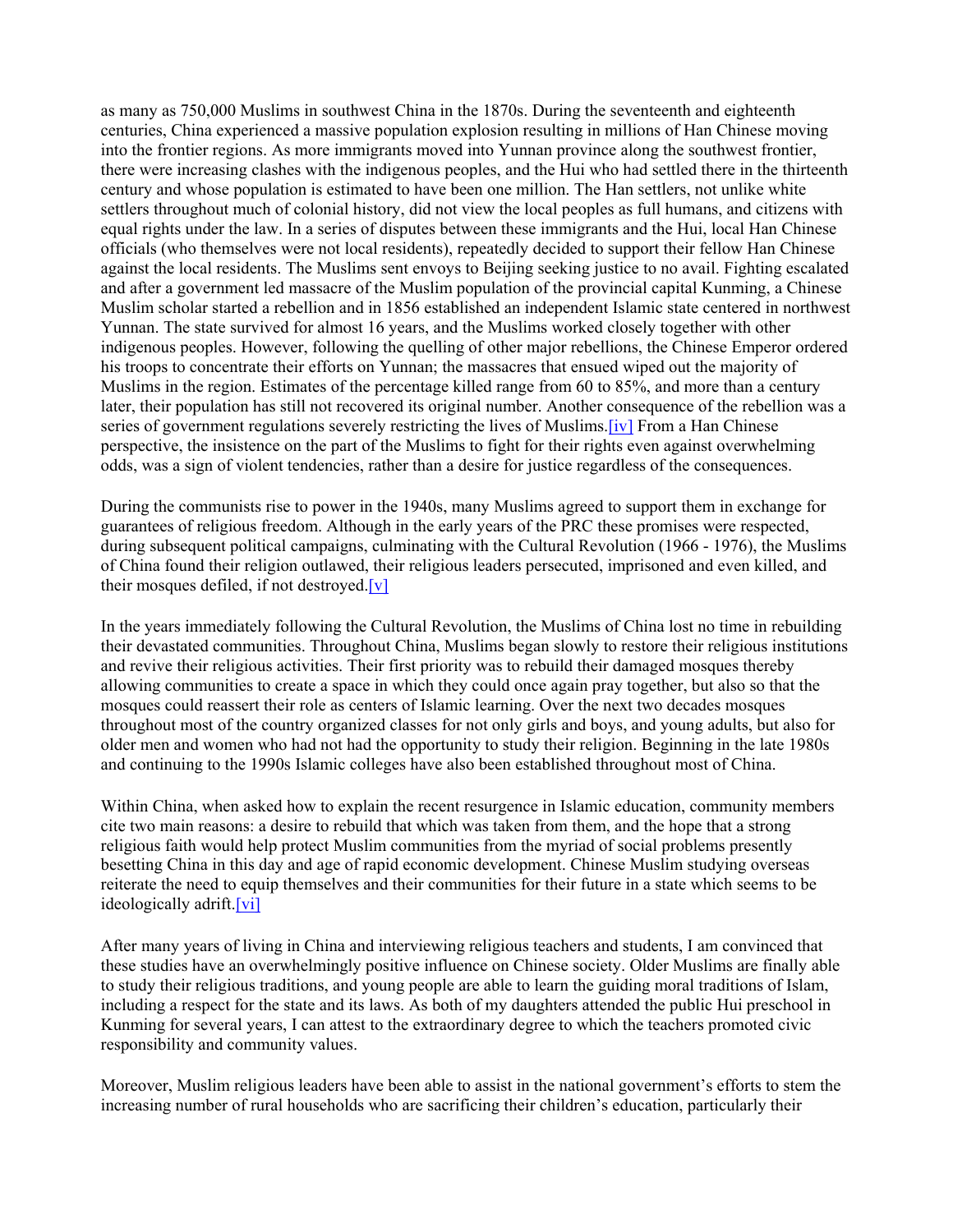as many as 750,000 Muslims in southwest China in the 1870s. During the seventeenth and eighteenth centuries, China experienced a massive population explosion resulting in millions of Han Chinese moving into the frontier regions. As more immigrants moved into Yunnan province along the southwest frontier, there were increasing clashes with the indigenous peoples, and the Hui who had settled there in the thirteenth century and whose population is estimated to have been one million. The Han settlers, not unlike white settlers throughout much of colonial history, did not view the local peoples as full humans, and citizens with equal rights under the law. In a series of disputes between these immigrants and the Hui, local Han Chinese officials (who themselves were not local residents), repeatedly decided to support their fellow Han Chinese against the local residents. The Muslims sent envoys to Beijing seeking justice to no avail. Fighting escalated and after a government led massacre of the Muslim population of the provincial capital Kunming, a Chinese Muslim scholar started a rebellion and in 1856 established an independent Islamic state centered in northwest Yunnan. The state survived for almost 16 years, and the Muslims worked closely together with other indigenous peoples. However, following the quelling of other major rebellions, the Chinese Emperor ordered his troops to concentrate their efforts on Yunnan; the massacres that ensued wiped out the majority of Muslims in the region. Estimates of the percentage killed range from 60 to 85%, and more than a century later, their population has still not recovered its original number. Another consequence of the rebellion was a series of government regulations severely restricting the lives of Muslims.[iv] From a Han Chinese perspective, the insistence on the part of the Muslims to fight for their rights even against overwhelming odds, was a sign of violent tendencies, rather than a desire for justice regardless of the consequences.

During the communists rise to power in the 1940s, many Muslims agreed to support them in exchange for guarantees of religious freedom. Although in the early years of the PRC these promises were respected, during subsequent political campaigns, culminating with the Cultural Revolution (1966 - 1976), the Muslims of China found their religion outlawed, their religious leaders persecuted, imprisoned and even killed, and their mosques defiled, if not destroyed.[v]

In the years immediately following the Cultural Revolution, the Muslims of China lost no time in rebuilding their devastated communities. Throughout China, Muslims began slowly to restore their religious institutions and revive their religious activities. Their first priority was to rebuild their damaged mosques thereby allowing communities to create a space in which they could once again pray together, but also so that the mosques could reassert their role as centers of Islamic learning. Over the next two decades mosques throughout most of the country organized classes for not only girls and boys, and young adults, but also for older men and women who had not had the opportunity to study their religion. Beginning in the late 1980s and continuing to the 1990s Islamic colleges have also been established throughout most of China.

Within China, when asked how to explain the recent resurgence in Islamic education, community members cite two main reasons: a desire to rebuild that which was taken from them, and the hope that a strong religious faith would help protect Muslim communities from the myriad of social problems presently besetting China in this day and age of rapid economic development. Chinese Muslim studying overseas reiterate the need to equip themselves and their communities for their future in a state which seems to be ideologically adrift.[vi]

After many years of living in China and interviewing religious teachers and students, I am convinced that these studies have an overwhelmingly positive influence on Chinese society. Older Muslims are finally able to study their religious traditions, and young people are able to learn the guiding moral traditions of Islam, including a respect for the state and its laws. As both of my daughters attended the public Hui preschool in Kunming for several years, I can attest to the extraordinary degree to which the teachers promoted civic responsibility and community values.

Moreover, Muslim religious leaders have been able to assist in the national government's efforts to stem the increasing number of rural households who are sacrificing their children's education, particularly their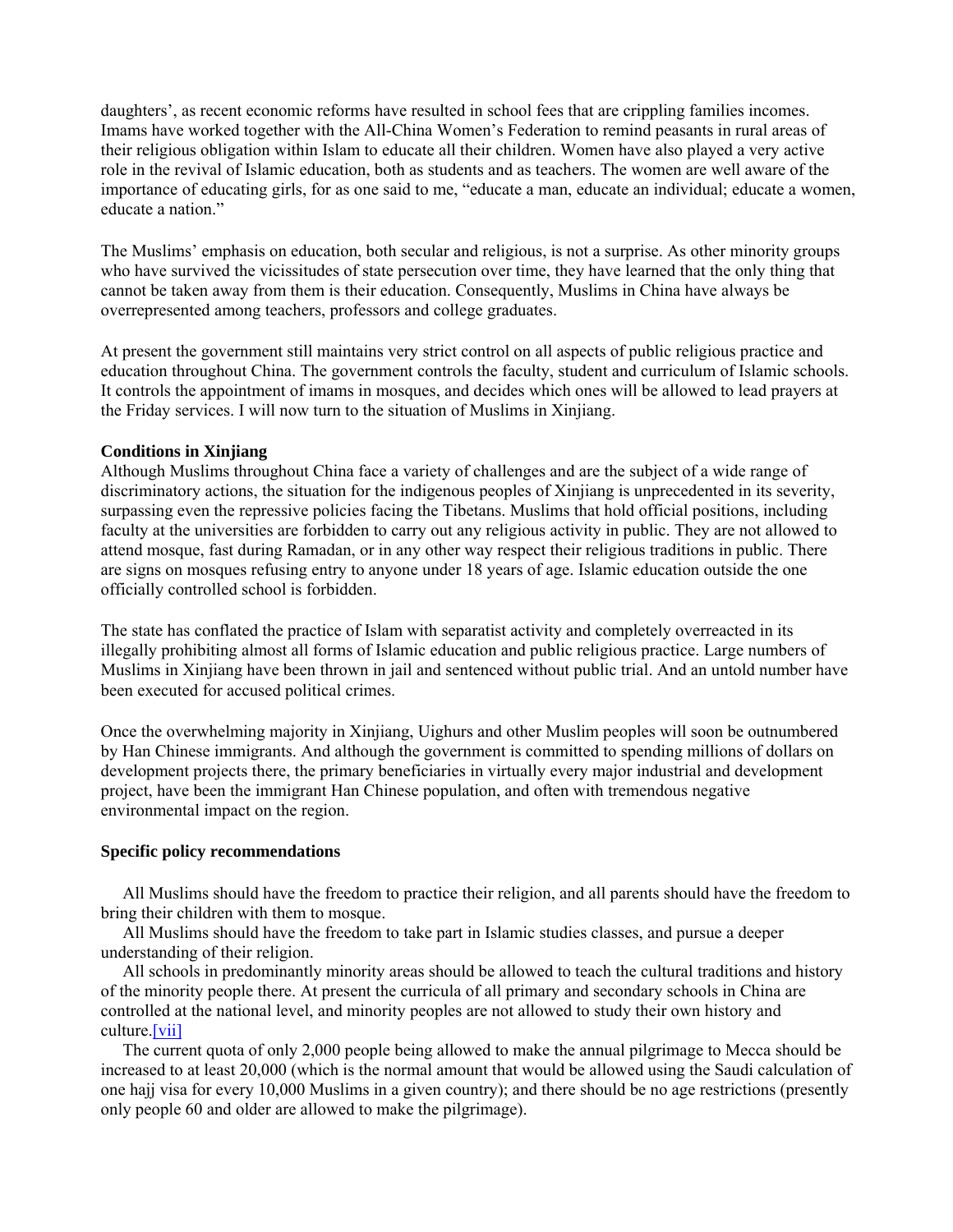daughters', as recent economic reforms have resulted in school fees that are crippling families incomes. Imams have worked together with the All-China Women's Federation to remind peasants in rural areas of their religious obligation within Islam to educate all their children. Women have also played a very active role in the revival of Islamic education, both as students and as teachers. The women are well aware of the importance of educating girls, for as one said to me, "educate a man, educate an individual; educate a women, educate a nation."

The Muslims' emphasis on education, both secular and religious, is not a surprise. As other minority groups who have survived the vicissitudes of state persecution over time, they have learned that the only thing that cannot be taken away from them is their education. Consequently, Muslims in China have always be overrepresented among teachers, professors and college graduates.

At present the government still maintains very strict control on all aspects of public religious practice and education throughout China. The government controls the faculty, student and curriculum of Islamic schools. It controls the appointment of imams in mosques, and decides which ones will be allowed to lead prayers at the Friday services. I will now turn to the situation of Muslims in Xinjiang.

**Conditions in Xinjiang**

Although Muslims throughout China face a variety of challenges and are the subject of a wide range of discriminatory actions, the situation for the indigenous peoples of Xinjiang is unprecedented in its severity, surpassing even the repressive policies facing the Tibetans. Muslims that hold official positions, including faculty at the universities are forbidden to carry out any religious activity in public. They are not allowed to attend mosque, fast during Ramadan, or in any other way respect their religious traditions in public. There are signs on mosques refusing entry to anyone under 18 years of age. Islamic education outside the one officially controlled school is forbidden.

The state has conflated the practice of Islam with separatist activity and completely overreacted in its illegally prohibiting almost all forms of Islamic education and public religious practice. Large numbers of Muslims in Xinjiang have been thrown in jail and sentenced without public trial. And an untold number have been executed for accused political crimes.

Once the overwhelming majority in Xinjiang, Uighurs and other Muslim peoples will soon be outnumbered by Han Chinese immigrants. And although the government is committed to spending millions of dollars on development projects there, the primary beneficiaries in virtually every major industrial and development project, have been the immigrant Han Chinese population, and often with tremendous negative environmental impact on the region.

**Specific policy recommendations**

All Muslims should have the freedom to practice their religion, and all parents should have the freedom to bring their children with them to mosque.

All Muslims should have the freedom to take part in Islamic studies classes, and pursue a deeper understanding of their religion.

All schools in predominantly minority areas should be allowed to teach the cultural traditions and history of the minority people there. At present the curricula of all primary and secondary schools in China are controlled at the national level, and minority peoples are not allowed to study their own history and culture.[vii]

The current quota of only 2,000 people being allowed to make the annual pilgrimage to Mecca should be increased to at least 20,000 (which is the normal amount that would be allowed using the Saudi calculation of one hajj visa for every 10,000 Muslims in a given country); and there should be no age restrictions (presently only people 60 and older are allowed to make the pilgrimage).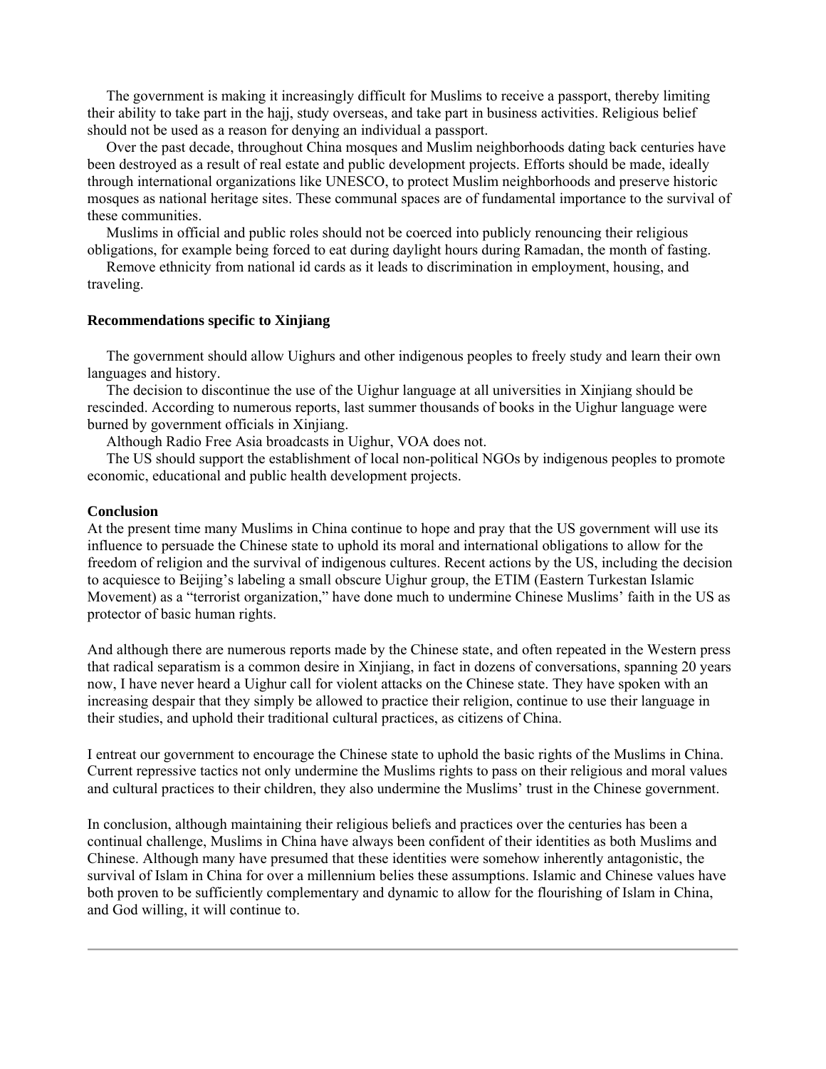The government is making it increasingly difficult for Muslims to receive a passport, thereby limiting their ability to take part in the hajj, study overseas, and take part in business activities. Religious belief should not be used as a reason for denying an individual a passport.

Over the past decade, throughout China mosques and Muslim neighborhoods dating back centuries have been destroyed as a result of real estate and public development projects. Efforts should be made, ideally through international organizations like UNESCO, to protect Muslim neighborhoods and preserve historic mosques as national heritage sites. These communal spaces are of fundamental importance to the survival of these communities.

Muslims in official and public roles should not be coerced into publicly renouncing their religious obligations, for example being forced to eat during daylight hours during Ramadan, the month of fasting.

Remove ethnicity from national id cards as it leads to discrimination in employment, housing, and traveling.

**Recommendations specific to Xinjiang**

The government should allow Uighurs and other indigenous peoples to freely study and learn their own languages and history.

The decision to discontinue the use of the Uighur language at all universities in Xinjiang should be rescinded. According to numerous reports, last summer thousands of books in the Uighur language were burned by government officials in Xinjiang.

Although Radio Free Asia broadcasts in Uighur, VOA does not.

The US should support the establishment of local non-political NGOs by indigenous peoples to promote economic, educational and public health development projects.

**Conclusion**

At the present time many Muslims in China continue to hope and pray that the US government will use its influence to persuade the Chinese state to uphold its moral and international obligations to allow for the freedom of religion and the survival of indigenous cultures. Recent actions by the US, including the decision to acquiesce to Beijing's labeling a small obscure Uighur group, the ETIM (Eastern Turkestan Islamic Movement) as a "terrorist organization," have done much to undermine Chinese Muslims' faith in the US as protector of basic human rights.

And although there are numerous reports made by the Chinese state, and often repeated in the Western press that radical separatism is a common desire in Xinjiang, in fact in dozens of conversations, spanning 20 years now, I have never heard a Uighur call for violent attacks on the Chinese state. They have spoken with an increasing despair that they simply be allowed to practice their religion, continue to use their language in their studies, and uphold their traditional cultural practices, as citizens of China.

I entreat our government to encourage the Chinese state to uphold the basic rights of the Muslims in China. Current repressive tactics not only undermine the Muslims rights to pass on their religious and moral values and cultural practices to their children, they also undermine the Muslims' trust in the Chinese government.

In conclusion, although maintaining their religious beliefs and practices over the centuries has been a continual challenge, Muslims in China have always been confident of their identities as both Muslims and Chinese. Although many have presumed that these identities were somehow inherently antagonistic, the survival of Islam in China for over a millennium belies these assumptions. Islamic and Chinese values have both proven to be sufficiently complementary and dynamic to allow for the flourishing of Islam in China, and God willing, it will continue to.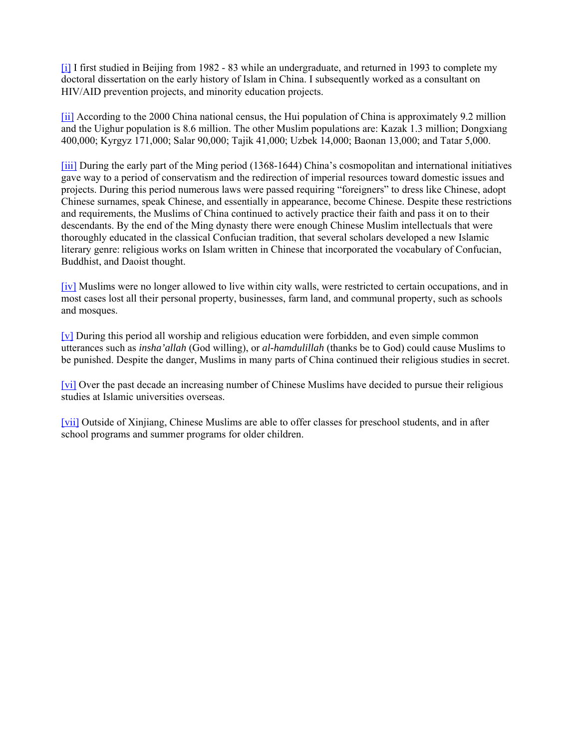[i] I first studied in Beijing from 1982 - 83 while an undergraduate, and returned in 1993 to complete my doctoral dissertation on the early history of Islam in China. I subsequently worked as a consultant on HIV/AID prevention projects, and minority education projects.

[ii] According to the 2000 China national census, the Hui population of China is approximately 9.2 million and the Uighur population is 8.6 million. The other Muslim populations are: Kazak 1.3 million; Dongxiang 400,000; Kyrgyz 171,000; Salar 90,000; Tajik 41,000; Uzbek 14,000; Baonan 13,000; and Tatar 5,000.

[iii] During the early part of the Ming period (1368-1644) China's cosmopolitan and international initiatives gave way to a period of conservatism and the redirection of imperial resources toward domestic issues and projects. During this period numerous laws were passed requiring "foreigners" to dress like Chinese, adopt Chinese surnames, speak Chinese, and essentially in appearance, become Chinese. Despite these restrictions and requirements, the Muslims of China continued to actively practice their faith and pass it on to their descendants. By the end of the Ming dynasty there were enough Chinese Muslim intellectuals that were thoroughly educated in the classical Confucian tradition, that several scholars developed a new Islamic literary genre: religious works on Islam written in Chinese that incorporated the vocabulary of Confucian, Buddhist, and Daoist thought.

[iv] Muslims were no longer allowed to live within city walls, were restricted to certain occupations, and in most cases lost all their personal property, businesses, farm land, and communal property, such as schools and mosques.

[v] During this period all worship and religious education were forbidden, and even simple common utterances such as *insha'allah* (God willing), or *al-hamdulillah* (thanks be to God) could cause Muslims to be punished. Despite the danger, Muslims in many parts of China continued their religious studies in secret.

[vi] Over the past decade an increasing number of Chinese Muslims have decided to pursue their religious studies at Islamic universities overseas.

[vii] Outside of Xinjiang, Chinese Muslims are able to offer classes for preschool students, and in after school programs and summer programs for older children.